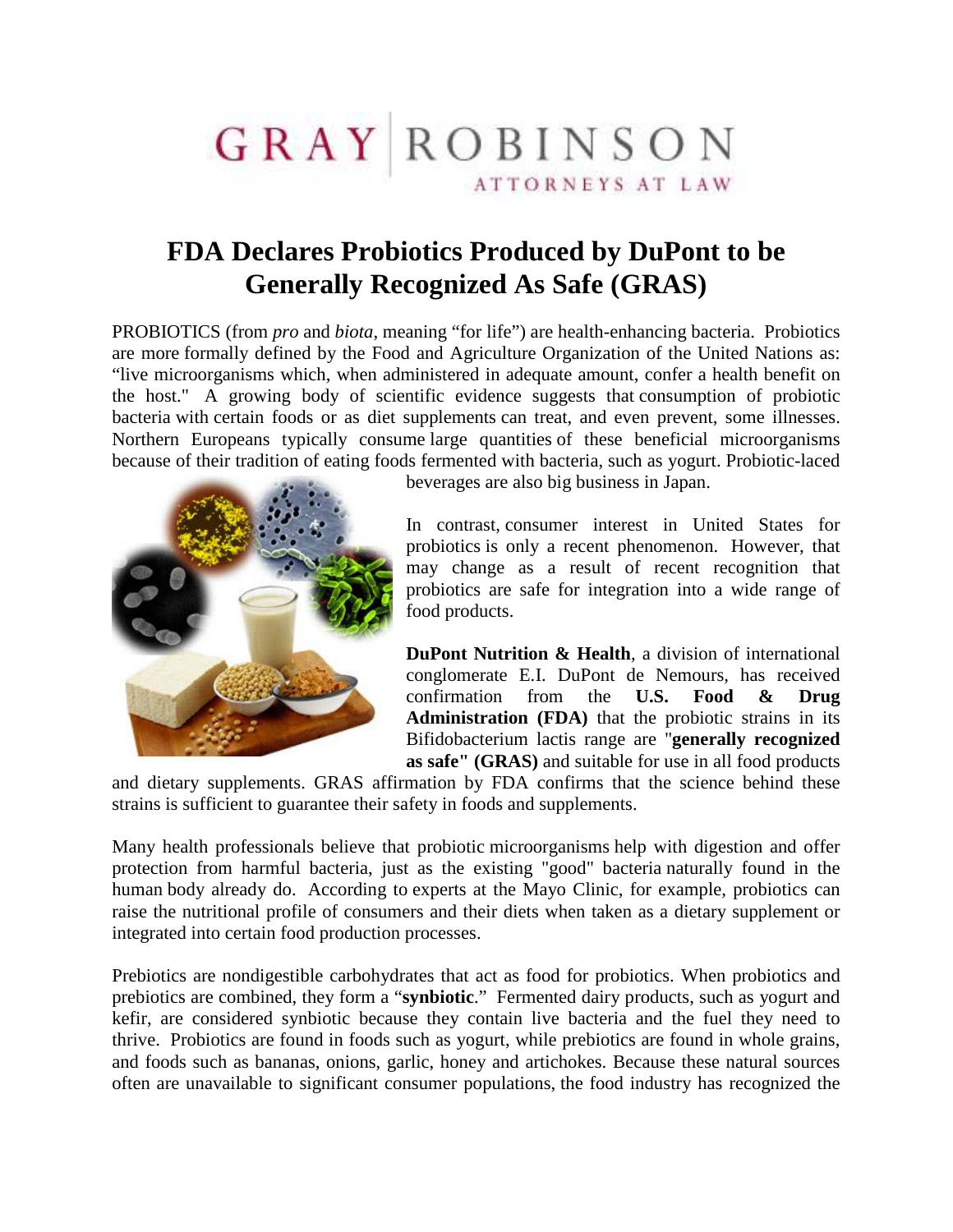GRAY | ROBINSON
ATTORNEYS AT LAW

# FDA Declares Probiotics Produced by DuPont to be Generally Recognized As Safe (GRAS)

PROBIOTICS (from *pro* and *biota*, meaning "for life") are health-enhancing bacteria. Probiotics are more formally defined by the Food and Agriculture Organization of the United Nations as: "live microorganisms which, when administered in adequate amount, confer a health benefit on the host." A growing body of scientific evidence suggests that consumption of probiotic bacteria with certain foods or as diet supplements can treat, and even prevent, some illnesses. Northern Europeans typically consume large quantities of these beneficial microorganisms because of their tradition of eating foods fermented with bacteria, such as yogurt. Probiotic-laced beverages are also big business in Japan.

In contrast, consumer interest in United States for probiotics is only a recent phenomenon. However, that may change as a result of recent recognition that probiotics are safe for integration into a wide range of food products.

**DuPont Nutrition & Health**, a division of international conglomerate E.I. DuPont de Nemours, has received confirmation from the **U.S. Food & Drug Administration (FDA)** that the probiotic strains in its Bifidobacterium lactis range are "**generally recognized as safe" (GRAS)** and suitable for use in all food products and dietary supplements. GRAS affirmation by FDA confirms that the science behind these strains is sufficient to guarantee their safety in foods and supplements.

Many health professionals believe that probiotic microorganisms help with digestion and offer protection from harmful bacteria, just as the existing "good" bacteria naturally found in the human body already do. According to experts at the Mayo Clinic, for example, probiotics can raise the nutritional profile of consumers and their diets when taken as a dietary supplement or integrated into certain food production processes.

Prebiotics are nondigestible carbohydrates that act as food for probiotics. When probiotics and prebiotics are combined, they form a "**synbiotic**." Fermented dairy products, such as yogurt and kefir, are considered synbiotic because they contain live bacteria and the fuel they need to thrive. Probiotics are found in foods such as yogurt, while prebiotics are found in whole grains, and foods such as bananas, onions, garlic, honey and artichokes. Because these natural sources often are unavailable to significant consumer populations, the food industry has recognized the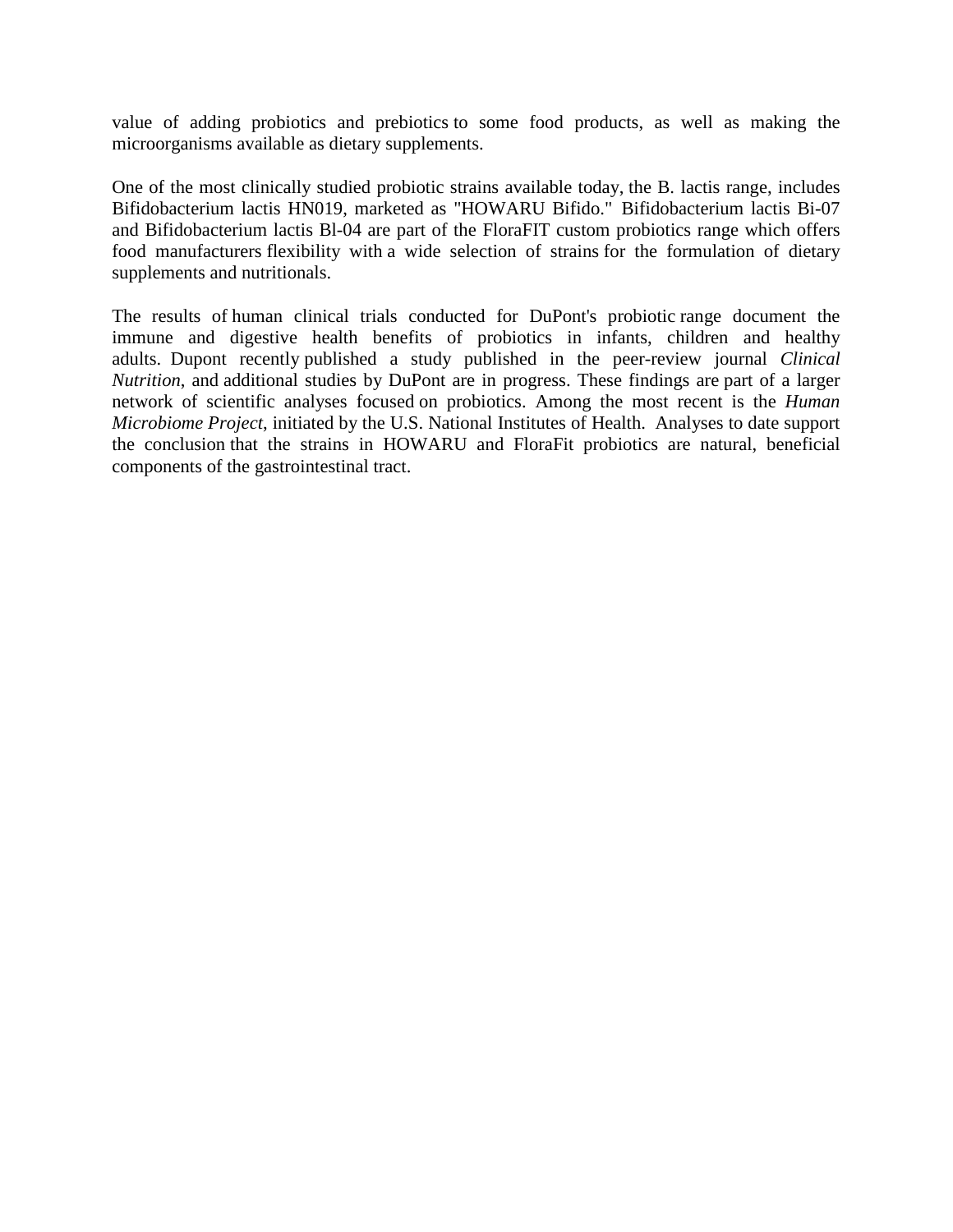value of adding probiotics and prebiotics to some food products, as well as making the microorganisms available as dietary supplements.

One of the most clinically studied probiotic strains available today, the B. lactis range, includes Bifidobacterium lactis HN019, marketed as "HOWARU Bifido." Bifidobacterium lactis Bi-07 and Bifidobacterium lactis Bl-04 are part of the FloraFIT custom probiotics range which offers food manufacturers flexibility with a wide selection of strains for the formulation of dietary supplements and nutritionals.

The results of human clinical trials conducted for DuPont's probiotic range document the immune and digestive health benefits of probiotics in infants, children and healthy adults. Dupont recently published a study published in the peer-review journal *Clinical Nutrition*, and additional studies by DuPont are in progress. These findings are part of a larger network of scientific analyses focused on probiotics. Among the most recent is the *Human Microbiome Project*, initiated by the U.S. National Institutes of Health. Analyses to date support the conclusion that the strains in HOWARU and FloraFit probiotics are natural, beneficial components of the gastrointestinal tract.